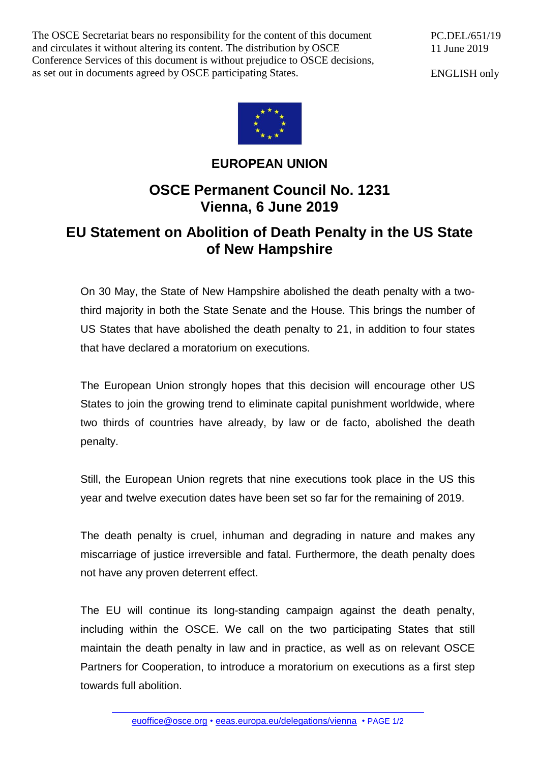The OSCE Secretariat bears no responsibility for the content of this document and circulates it without altering its content. The distribution by OSCE Conference Services of this document is without prejudice to OSCE decisions, as set out in documents agreed by OSCE participating States.

PC.DEL/651/19
11 June 2019

ENGLISH only

**EUROPEAN UNION**

## OSCE Permanent Council No. 1231
## Vienna, 6 June 2019

# EU Statement on Abolition of Death Penalty in the US State of New Hampshire

On 30 May, the State of New Hampshire abolished the death penalty with a two-third majority in both the State Senate and the House. This brings the number of US States that have abolished the death penalty to 21, in addition to four states that have declared a moratorium on executions.

The European Union strongly hopes that this decision will encourage other US States to join the growing trend to eliminate capital punishment worldwide, where two thirds of countries have already, by law or de facto, abolished the death penalty.

Still, the European Union regrets that nine executions took place in the US this year and twelve execution dates have been set so far for the remaining of 2019.

The death penalty is cruel, inhuman and degrading in nature and makes any miscarriage of justice irreversible and fatal. Furthermore, the death penalty does not have any proven deterrent effect.

The EU will continue its long-standing campaign against the death penalty, including within the OSCE. We call on the two participating States that still maintain the death penalty in law and in practice, as well as on relevant OSCE Partners for Cooperation, to introduce a moratorium on executions as a first step towards full abolition.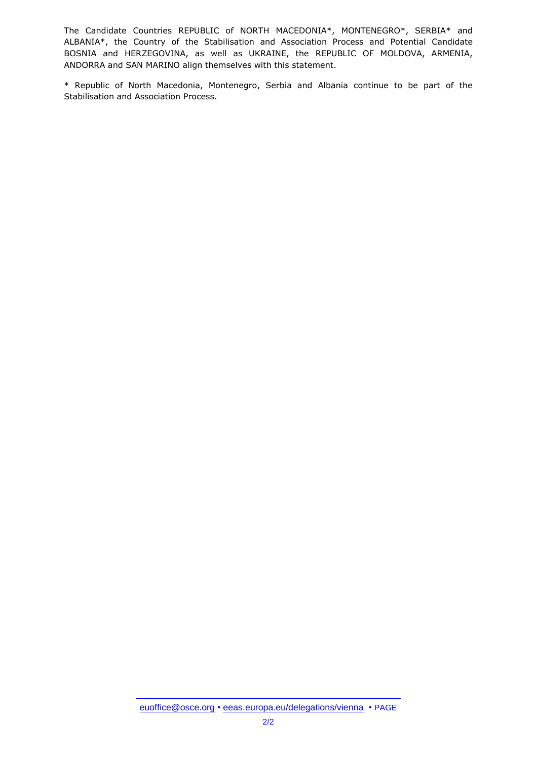The Candidate Countries REPUBLIC of NORTH MACEDONIA*, MONTENEGRO*, SERBIA* and ALBANIA*, the Country of the Stabilisation and Association Process and Potential Candidate BOSNIA and HERZEGOVINA, as well as UKRAINE, the REPUBLIC OF MOLDOVA, ARMENIA, ANDORRA and SAN MARINO align themselves with this statement.

* Republic of North Macedonia, Montenegro, Serbia and Albania continue to be part of the Stabilisation and Association Process.